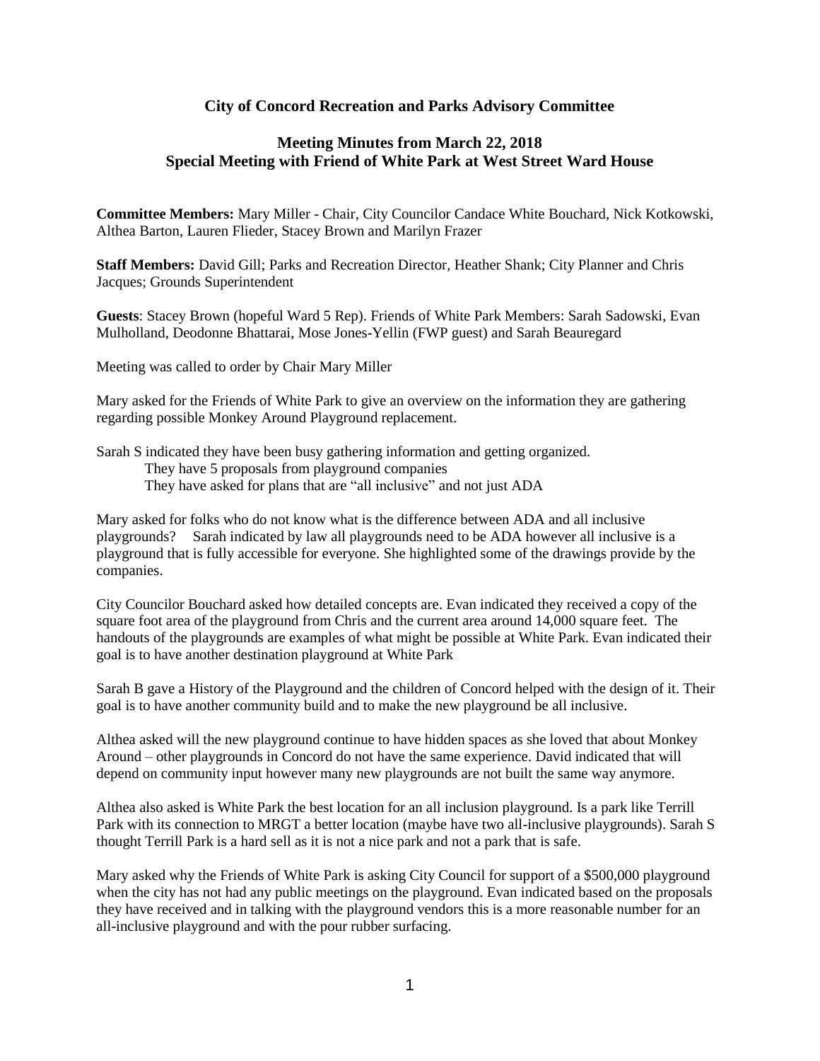## City of Concord Recreation and Parks Advisory Committee

### Meeting Minutes from March 22, 2018
### Special Meeting with Friend of White Park at West Street Ward House

**Committee Members:** Mary Miller - Chair, City Councilor Candace White Bouchard, Nick Kotkowski, Althea Barton, Lauren Flieder, Stacey Brown and Marilyn Frazer

**Staff Members:** David Gill; Parks and Recreation Director, Heather Shank; City Planner and Chris Jacques; Grounds Superintendent

**Guests**: Stacey Brown (hopeful Ward 5 Rep). Friends of White Park Members: Sarah Sadowski, Evan Mulholland, Deodonne Bhattarai, Mose Jones-Yellin (FWP guest) and Sarah Beauregard

Meeting was called to order by Chair Mary Miller

Mary asked for the Friends of White Park to give an overview on the information they are gathering regarding possible Monkey Around Playground replacement.

Sarah S indicated they have been busy gathering information and getting organized.
  They have 5 proposals from playground companies
  They have asked for plans that are "all inclusive" and not just ADA

Mary asked for folks who do not know what is the difference between ADA and all inclusive playgrounds? Sarah indicated by law all playgrounds need to be ADA however all inclusive is a playground that is fully accessible for everyone. She highlighted some of the drawings provide by the companies.

City Councilor Bouchard asked how detailed concepts are. Evan indicated they received a copy of the square foot area of the playground from Chris and the current area around 14,000 square feet. The handouts of the playgrounds are examples of what might be possible at White Park. Evan indicated their goal is to have another destination playground at White Park

Sarah B gave a History of the Playground and the children of Concord helped with the design of it. Their goal is to have another community build and to make the new playground be all inclusive.

Althea asked will the new playground continue to have hidden spaces as she loved that about Monkey Around – other playgrounds in Concord do not have the same experience. David indicated that will depend on community input however many new playgrounds are not built the same way anymore.

Althea also asked is White Park the best location for an all inclusion playground. Is a park like Terrill Park with its connection to MRGT a better location (maybe have two all-inclusive playgrounds). Sarah S thought Terrill Park is a hard sell as it is not a nice park and not a park that is safe.

Mary asked why the Friends of White Park is asking City Council for support of a $500,000 playground when the city has not had any public meetings on the playground. Evan indicated based on the proposals they have received and in talking with the playground vendors this is a more reasonable number for an all-inclusive playground and with the pour rubber surfacing.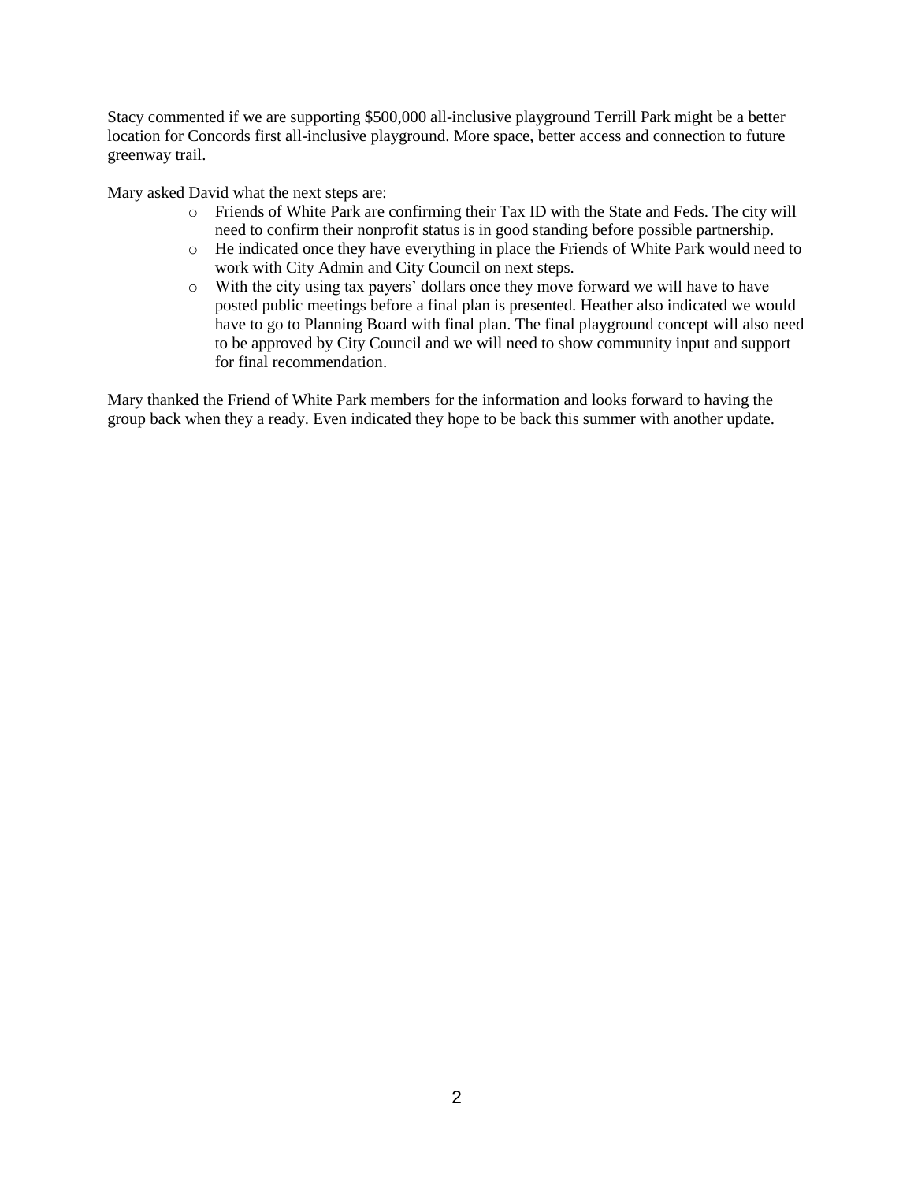Stacy commented if we are supporting $500,000 all-inclusive playground Terrill Park might be a better location for Concords first all-inclusive playground. More space, better access and connection to future greenway trail.

Mary asked David what the next steps are:

- Friends of White Park are confirming their Tax ID with the State and Feds. The city will need to confirm their nonprofit status is in good standing before possible partnership.
- He indicated once they have everything in place the Friends of White Park would need to work with City Admin and City Council on next steps.
- With the city using tax payers' dollars once they move forward we will have to have posted public meetings before a final plan is presented. Heather also indicated we would have to go to Planning Board with final plan. The final playground concept will also need to be approved by City Council and we will need to show community input and support for final recommendation.

Mary thanked the Friend of White Park members for the information and looks forward to having the group back when they a ready. Even indicated they hope to be back this summer with another update.